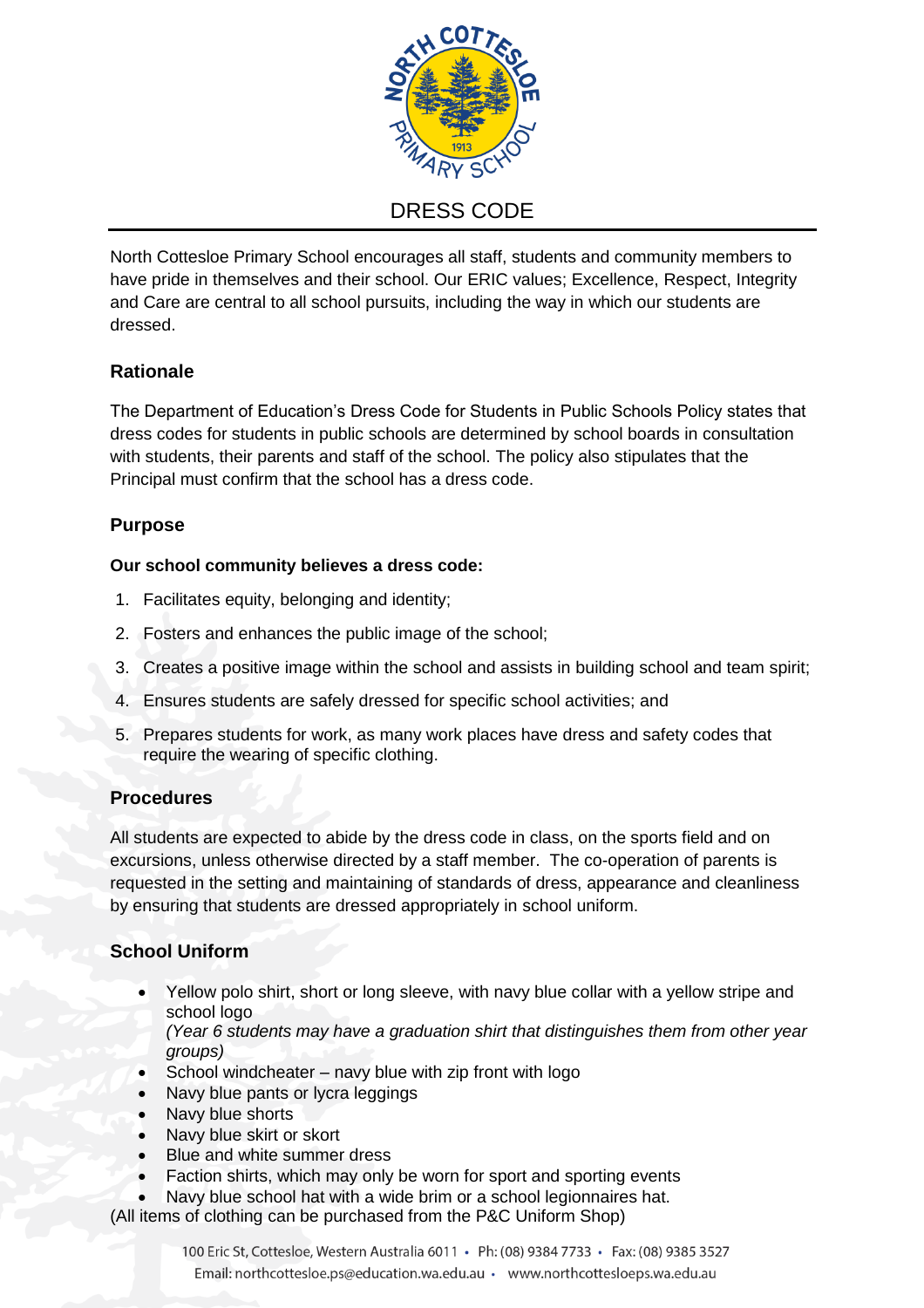# DRESS CODE

North Cottesloe Primary School encourages all staff, students and community members to have pride in themselves and their school. Our ERIC values; Excellence, Respect, Integrity and Care are central to all school pursuits, including the way in which our students are dressed.

## Rationale

The Department of Education's Dress Code for Students in Public Schools Policy states that dress codes for students in public schools are determined by school boards in consultation with students, their parents and staff of the school. The policy also stipulates that the Principal must confirm that the school has a dress code.

## Purpose

**Our school community believes a dress code:**

1. Facilitates equity, belonging and identity;
2. Fosters and enhances the public image of the school;
3. Creates a positive image within the school and assists in building school and team spirit;
4. Ensures students are safely dressed for specific school activities; and
5. Prepares students for work, as many work places have dress and safety codes that require the wearing of specific clothing.

## Procedures

All students are expected to abide by the dress code in class, on the sports field and on excursions, unless otherwise directed by a staff member. The co-operation of parents is requested in the setting and maintaining of standards of dress, appearance and cleanliness by ensuring that students are dressed appropriately in school uniform.

## School Uniform

- Yellow polo shirt, short or long sleeve, with navy blue collar with a yellow stripe and school logo
  *(Year 6 students may have a graduation shirt that distinguishes them from other year groups)*
- School windcheater – navy blue with zip front with logo
- Navy blue pants or lycra leggings
- Navy blue shorts
- Navy blue skirt or skort
- Blue and white summer dress
- Faction shirts, which may only be worn for sport and sporting events
- Navy blue school hat with a wide brim or a school legionnaires hat.

(All items of clothing can be purchased from the P&C Uniform Shop)

100 Eric St, Cottesloe, Western Australia 6011 • Ph: (08) 9384 7733 • Fax: (08) 9385 3527
Email: northcottesloe.ps@education.wa.edu.au • www.northcottesloeps.wa.edu.au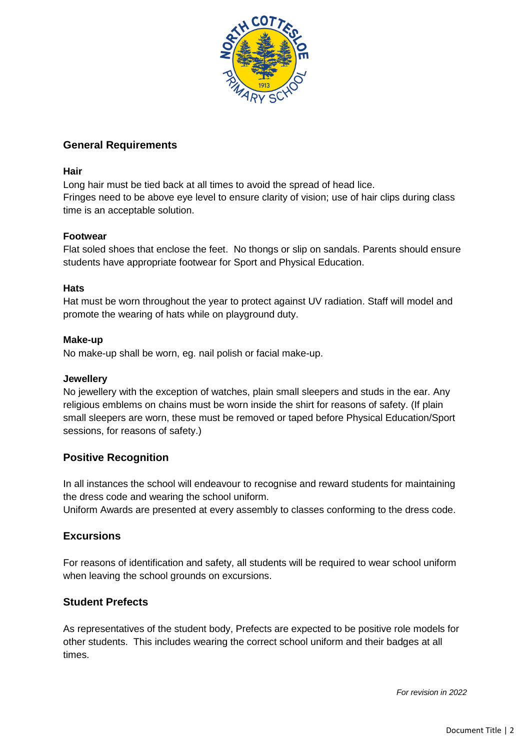## General Requirements

### Hair

Long hair must be tied back at all times to avoid the spread of head lice.
Fringes need to be above eye level to ensure clarity of vision; use of hair clips during class time is an acceptable solution.

### Footwear

Flat soled shoes that enclose the feet. No thongs or slip on sandals. Parents should ensure students have appropriate footwear for Sport and Physical Education.

### Hats

Hat must be worn throughout the year to protect against UV radiation. Staff will model and promote the wearing of hats while on playground duty.

### Make-up

No make-up shall be worn, eg. nail polish or facial make-up.

### Jewellery

No jewellery with the exception of watches, plain small sleepers and studs in the ear. Any religious emblems on chains must be worn inside the shirt for reasons of safety. (If plain small sleepers are worn, these must be removed or taped before Physical Education/Sport sessions, for reasons of safety.)

## Positive Recognition

In all instances the school will endeavour to recognise and reward students for maintaining the dress code and wearing the school uniform.
Uniform Awards are presented at every assembly to classes conforming to the dress code.

## Excursions

For reasons of identification and safety, all students will be required to wear school uniform when leaving the school grounds on excursions.

## Student Prefects

As representatives of the student body, Prefects are expected to be positive role models for other students. This includes wearing the correct school uniform and their badges at all times.

*For revision in 2022*